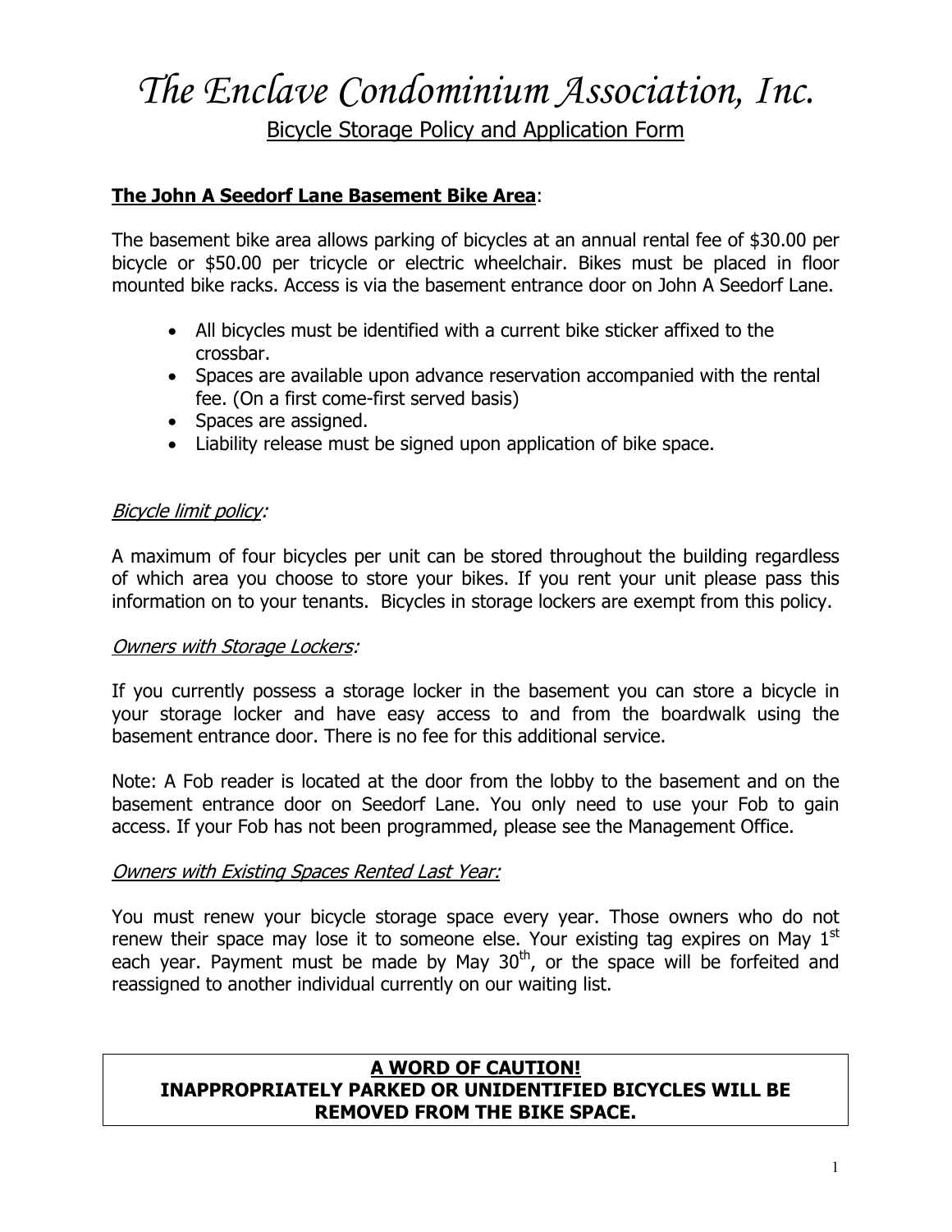# The Enclave Condominium Association, Inc.

## Bicycle Storage Policy and Application Form

**The John A Seedorf Lane Basement Bike Area**:

The basement bike area allows parking of bicycles at an annual rental fee of $30.00 per bicycle or $50.00 per tricycle or electric wheelchair. Bikes must be placed in floor mounted bike racks. Access is via the basement entrance door on John A Seedorf Lane.

- All bicycles must be identified with a current bike sticker affixed to the crossbar.
- Spaces are available upon advance reservation accompanied with the rental fee. (On a first come-first served basis)
- Spaces are assigned.
- Liability release must be signed upon application of bike space.

*Bicycle limit policy:*

A maximum of four bicycles per unit can be stored throughout the building regardless of which area you choose to store your bikes. If you rent your unit please pass this information on to your tenants. Bicycles in storage lockers are exempt from this policy.

*Owners with Storage Lockers:*

If you currently possess a storage locker in the basement you can store a bicycle in your storage locker and have easy access to and from the boardwalk using the basement entrance door. There is no fee for this additional service.

Note: A Fob reader is located at the door from the lobby to the basement and on the basement entrance door on Seedorf Lane. You only need to use your Fob to gain access. If your Fob has not been programmed, please see the Management Office.

*Owners with Existing Spaces Rented Last Year:*

You must renew your bicycle storage space every year. Those owners who do not renew their space may lose it to someone else. Your existing tag expires on May 1st each year. Payment must be made by May 30th, or the space will be forfeited and reassigned to another individual currently on our waiting list.

**A WORD OF CAUTION!**
**INAPPROPRIATELY PARKED OR UNIDENTIFIED BICYCLES WILL BE REMOVED FROM THE BIKE SPACE.**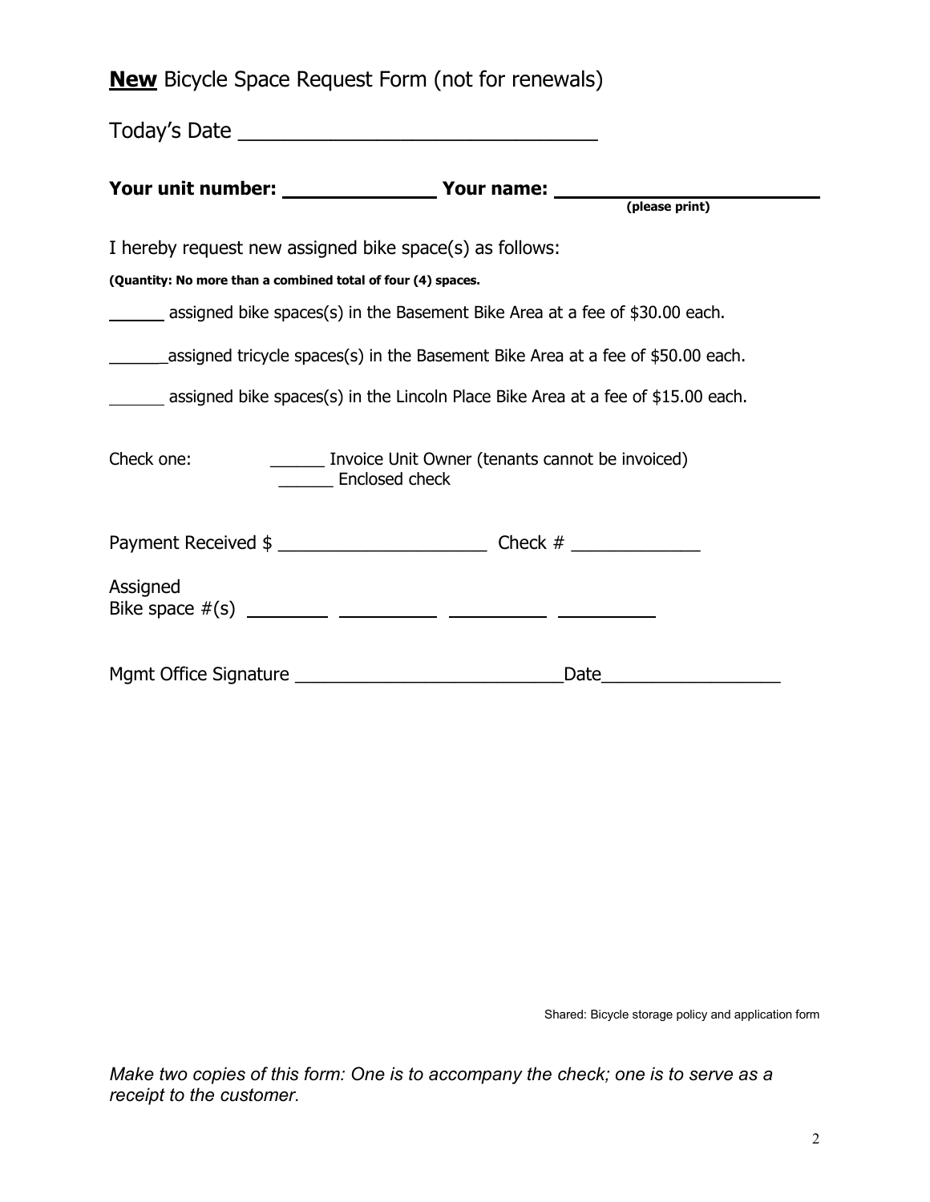**New** Bicycle Space Request Form (not for renewals)

Today's Date ________________________________

**Your unit number:** ______________ **Your name:** ________________________
**(please print)**

I hereby request new assigned bike space(s) as follows:

**(Quantity: No more than a combined total of four (4) spaces.**

______ assigned bike spaces(s) in the Basement Bike Area at a fee of $30.00 each.

______assigned tricycle spaces(s) in the Basement Bike Area at a fee of $50.00 each.

______ assigned bike spaces(s) in the Lincoln Place Bike Area at a fee of $15.00 each.

Check one: ______ Invoice Unit Owner (tenants cannot be invoiced)
______ Enclosed check

Payment Received $ ______________________ Check # ______________

Assigned
Bike space #(s) ________ ________ ________ ________

Mgmt Office Signature ___________________________Date__________________

Shared: Bicycle storage policy and application form

*Make two copies of this form: One is to accompany the check; one is to serve as a receipt to the customer.*